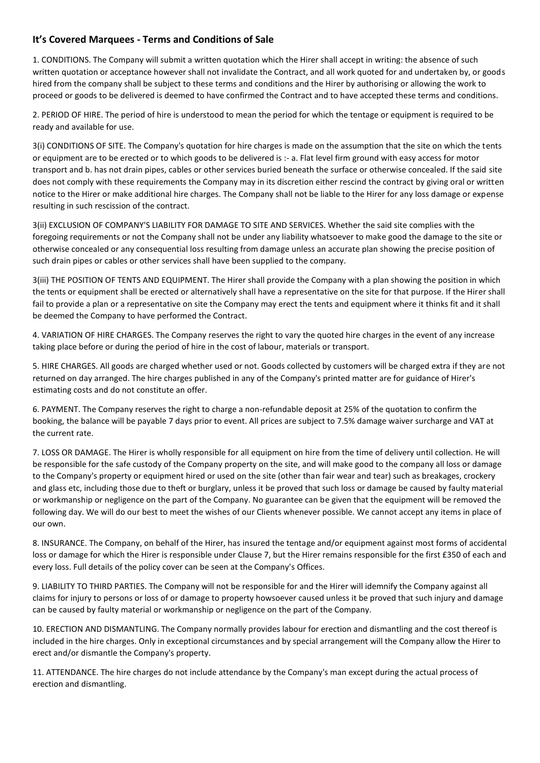## It's Covered Marquees - Terms and Conditions of Sale

1. CONDITIONS. The Company will submit a written quotation which the Hirer shall accept in writing: the absence of such written quotation or acceptance however shall not invalidate the Contract, and all work quoted for and undertaken by, or goods hired from the company shall be subject to these terms and conditions and the Hirer by authorising or allowing the work to proceed or goods to be delivered is deemed to have confirmed the Contract and to have accepted these terms and conditions.

2. PERIOD OF HIRE. The period of hire is understood to mean the period for which the tentage or equipment is required to be ready and available for use.

3(i) CONDITIONS OF SITE. The Company's quotation for hire charges is made on the assumption that the site on which the tents or equipment are to be erected or to which goods to be delivered is :- a. Flat level firm ground with easy access for motor transport and b. has not drain pipes, cables or other services buried beneath the surface or otherwise concealed. If the said site does not comply with these requirements the Company may in its discretion either rescind the contract by giving oral or written notice to the Hirer or make additional hire charges. The Company shall not be liable to the Hirer for any loss damage or expense resulting in such rescission of the contract.

3(ii) EXCLUSION OF COMPANY'S LIABILITY FOR DAMAGE TO SITE AND SERVICES. Whether the said site complies with the foregoing requirements or not the Company shall not be under any liability whatsoever to make good the damage to the site or otherwise concealed or any consequential loss resulting from damage unless an accurate plan showing the precise position of such drain pipes or cables or other services shall have been supplied to the company.

3(iii) THE POSITION OF TENTS AND EQUIPMENT. The Hirer shall provide the Company with a plan showing the position in which the tents or equipment shall be erected or alternatively shall have a representative on the site for that purpose. If the Hirer shall fail to provide a plan or a representative on site the Company may erect the tents and equipment where it thinks fit and it shall be deemed the Company to have performed the Contract.

4. VARIATION OF HIRE CHARGES. The Company reserves the right to vary the quoted hire charges in the event of any increase taking place before or during the period of hire in the cost of labour, materials or transport.

5. HIRE CHARGES. All goods are charged whether used or not. Goods collected by customers will be charged extra if they are not returned on day arranged. The hire charges published in any of the Company's printed matter are for guidance of Hirer's estimating costs and do not constitute an offer.

6. PAYMENT. The Company reserves the right to charge a non-refundable deposit at 25% of the quotation to confirm the booking, the balance will be payable 7 days prior to event. All prices are subject to 7.5% damage waiver surcharge and VAT at the current rate.

7. LOSS OR DAMAGE. The Hirer is wholly responsible for all equipment on hire from the time of delivery until collection. He will be responsible for the safe custody of the Company property on the site, and will make good to the company all loss or damage to the Company's property or equipment hired or used on the site (other than fair wear and tear) such as breakages, crockery and glass etc, including those due to theft or burglary, unless it be proved that such loss or damage be caused by faulty material or workmanship or negligence on the part of the Company. No guarantee can be given that the equipment will be removed the following day. We will do our best to meet the wishes of our Clients whenever possible. We cannot accept any items in place of our own.

8. INSURANCE. The Company, on behalf of the Hirer, has insured the tentage and/or equipment against most forms of accidental loss or damage for which the Hirer is responsible under Clause 7, but the Hirer remains responsible for the first £350 of each and every loss. Full details of the policy cover can be seen at the Company's Offices.

9. LIABILITY TO THIRD PARTIES. The Company will not be responsible for and the Hirer will idemnify the Company against all claims for injury to persons or loss of or damage to property howsoever caused unless it be proved that such injury and damage can be caused by faulty material or workmanship or negligence on the part of the Company.

10. ERECTION AND DISMANTLING. The Company normally provides labour for erection and dismantling and the cost thereof is included in the hire charges. Only in exceptional circumstances and by special arrangement will the Company allow the Hirer to erect and/or dismantle the Company's property.

11. ATTENDANCE. The hire charges do not include attendance by the Company's man except during the actual process of erection and dismantling.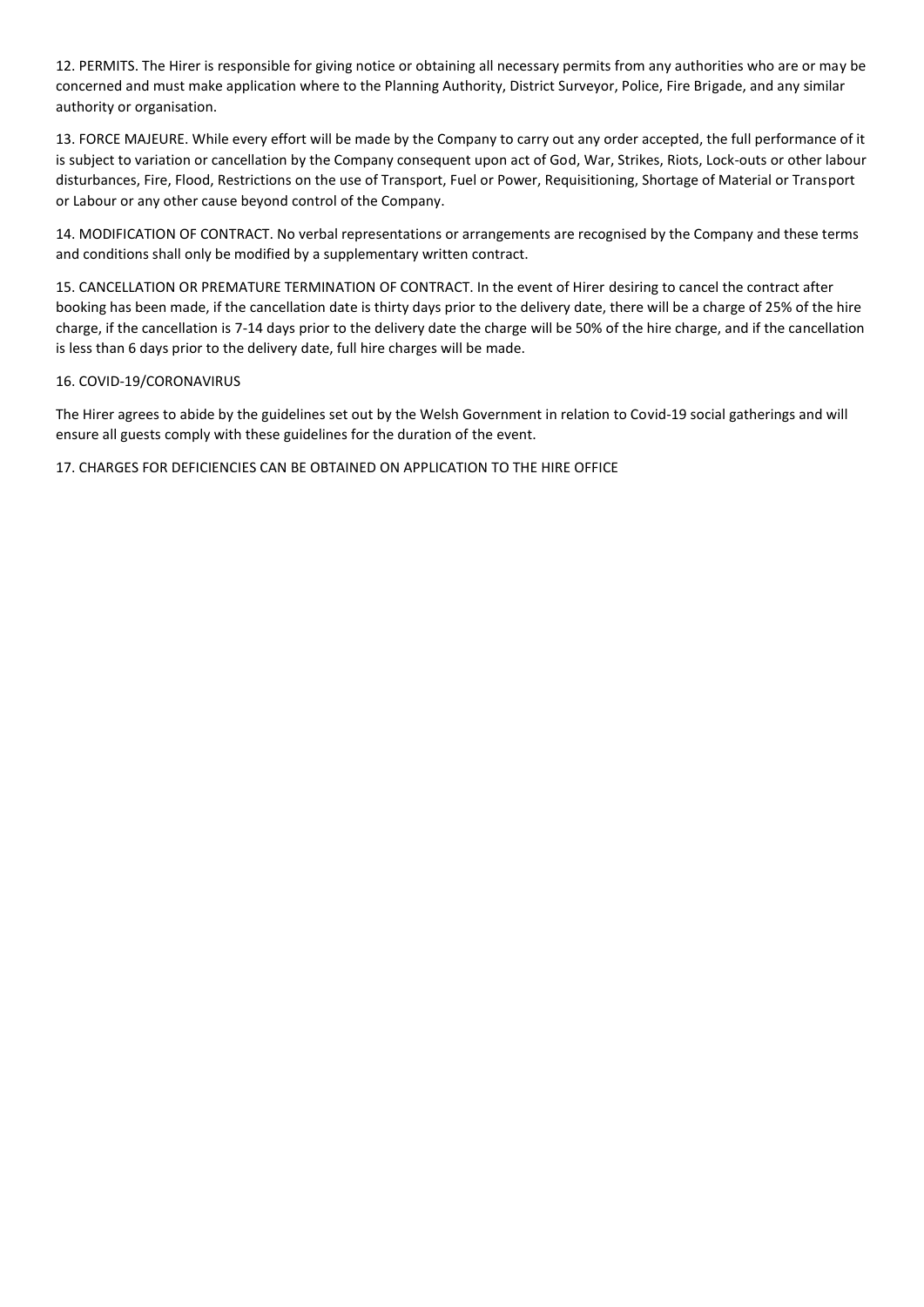12. PERMITS. The Hirer is responsible for giving notice or obtaining all necessary permits from any authorities who are or may be concerned and must make application where to the Planning Authority, District Surveyor, Police, Fire Brigade, and any similar authority or organisation.

13. FORCE MAJEURE. While every effort will be made by the Company to carry out any order accepted, the full performance of it is subject to variation or cancellation by the Company consequent upon act of God, War, Strikes, Riots, Lock-outs or other labour disturbances, Fire, Flood, Restrictions on the use of Transport, Fuel or Power, Requisitioning, Shortage of Material or Transport or Labour or any other cause beyond control of the Company.

14. MODIFICATION OF CONTRACT. No verbal representations or arrangements are recognised by the Company and these terms and conditions shall only be modified by a supplementary written contract.

15. CANCELLATION OR PREMATURE TERMINATION OF CONTRACT. In the event of Hirer desiring to cancel the contract after booking has been made, if the cancellation date is thirty days prior to the delivery date, there will be a charge of 25% of the hire charge, if the cancellation is 7-14 days prior to the delivery date the charge will be 50% of the hire charge, and if the cancellation is less than 6 days prior to the delivery date, full hire charges will be made.

16. COVID-19/CORONAVIRUS

The Hirer agrees to abide by the guidelines set out by the Welsh Government in relation to Covid-19 social gatherings and will ensure all guests comply with these guidelines for the duration of the event.

17. CHARGES FOR DEFICIENCIES CAN BE OBTAINED ON APPLICATION TO THE HIRE OFFICE